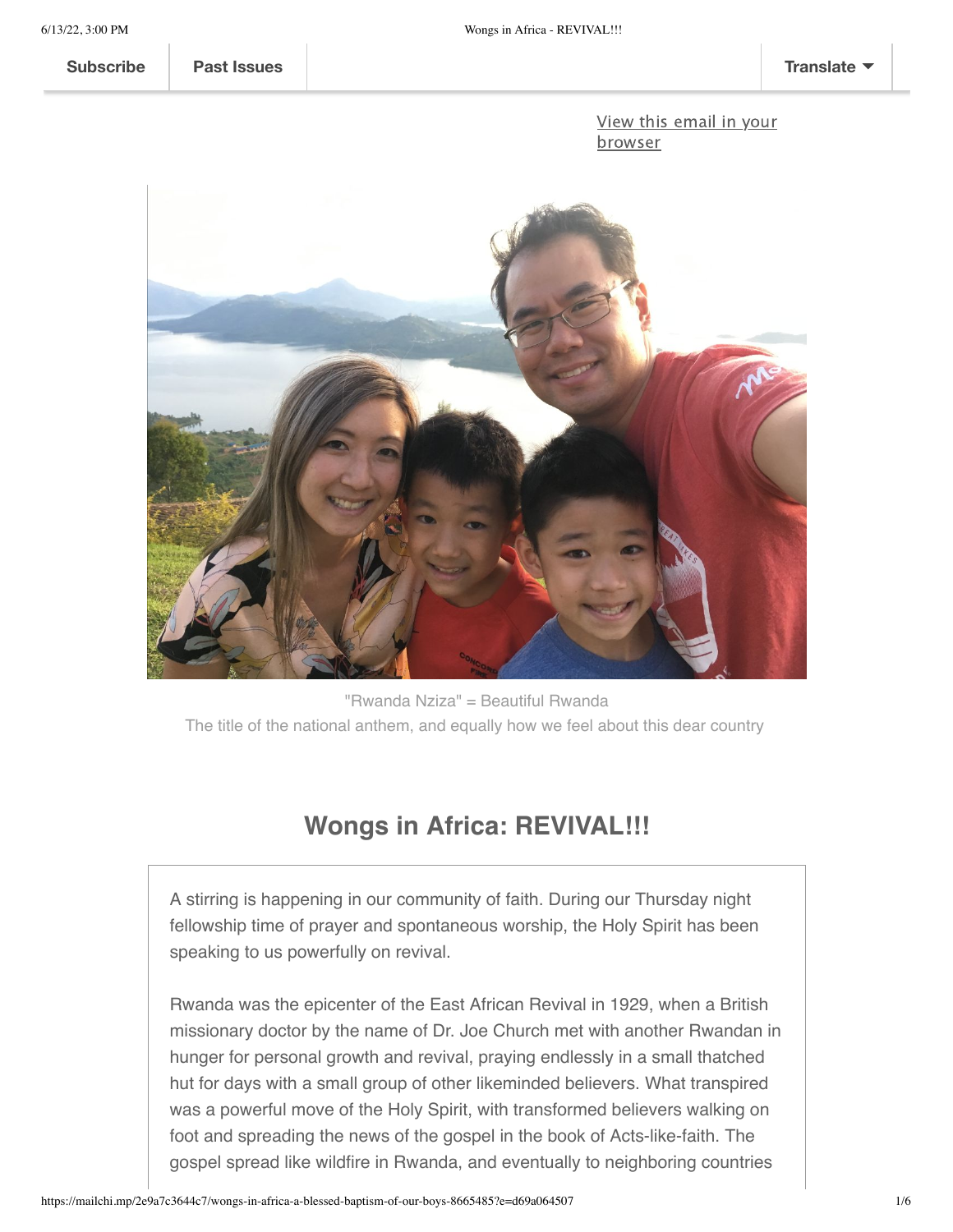Subscribe | Past Issues | Translate

View this email in your browser

"Rwanda Nziza" = Beautiful Rwanda
The title of the national anthem, and equally how we feel about this dear country

## Wongs in Africa: REVIVAL!!!

A stirring is happening in our community of faith. During our Thursday night fellowship time of prayer and spontaneous worship, the Holy Spirit has been speaking to us powerfully on revival.

Rwanda was the epicenter of the East African Revival in 1929, when a British missionary doctor by the name of Dr. Joe Church met with another Rwandan in hunger for personal growth and revival, praying endlessly in a small thatched hut for days with a small group of other likeminded believers. What transpired was a powerful move of the Holy Spirit, with transformed believers walking on foot and spreading the news of the gospel in the book of Acts-like-faith. The gospel spread like wildfire in Rwanda, and eventually to neighboring countries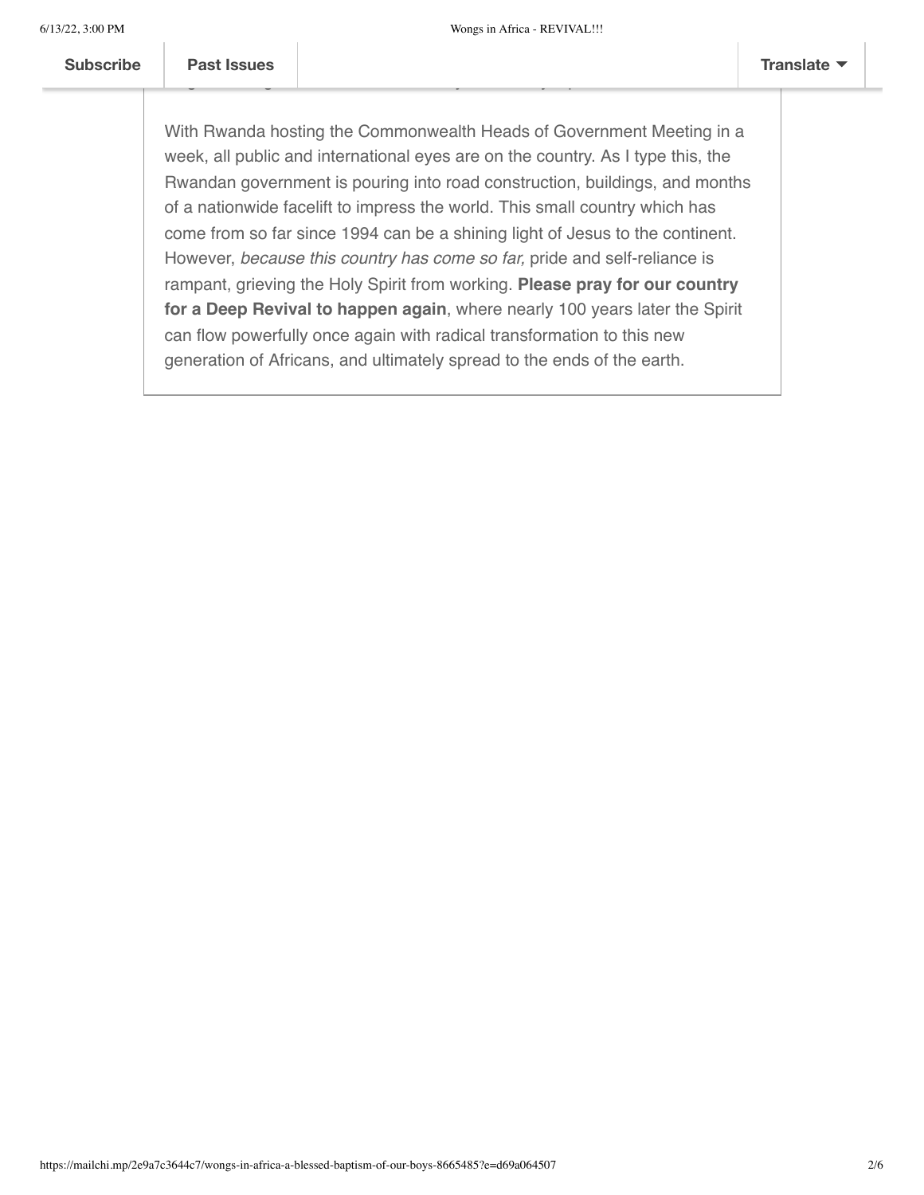With Rwanda hosting the Commonwealth Heads of Government Meeting in a week, all public and international eyes are on the country. As I type this, the Rwandan government is pouring into road construction, buildings, and months of a nationwide facelift to impress the world. This small country which has come from so far since 1994 can be a shining light of Jesus to the continent. However, *because this country has come so far,* pride and self-reliance is rampant, grieving the Holy Spirit from working. **Please pray for our country for a Deep Revival to happen again**, where nearly 100 years later the Spirit can flow powerfully once again with radical transformation to this new generation of Africans, and ultimately spread to the ends of the earth.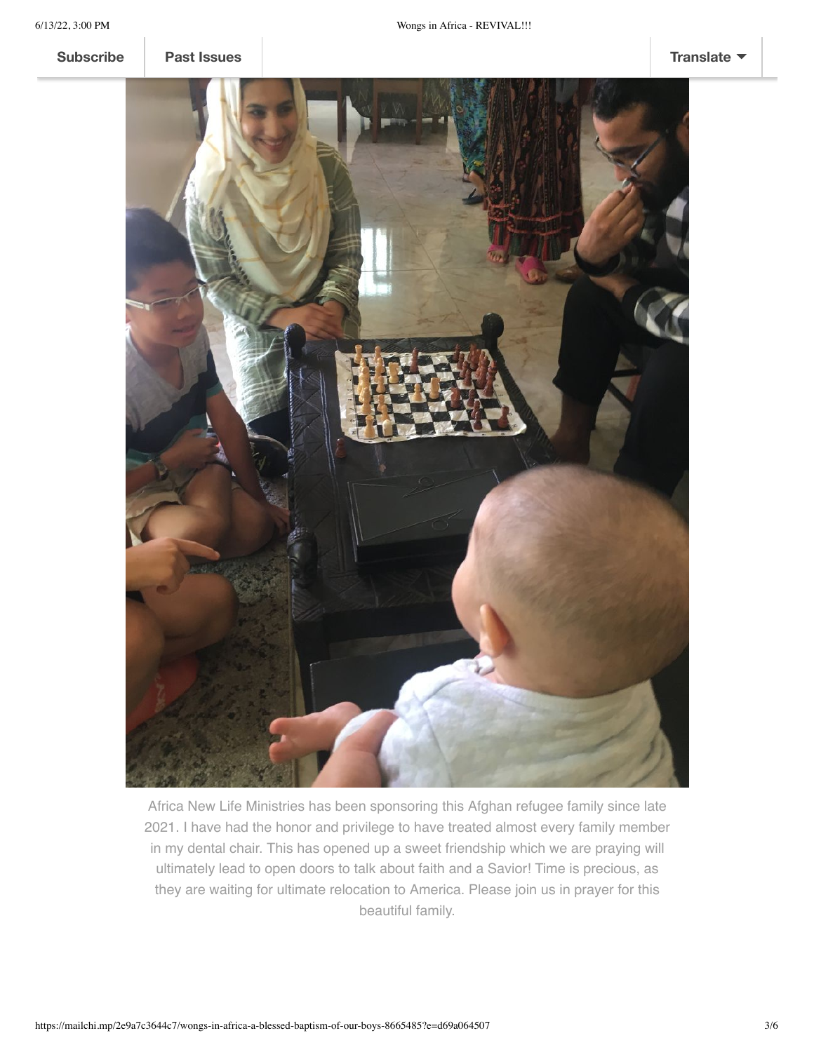Africa New Life Ministries has been sponsoring this Afghan refugee family since late 2021. I have had the honor and privilege to have treated almost every family member in my dental chair. This has opened up a sweet friendship which we are praying will ultimately lead to open doors to talk about faith and a Savior! Time is precious, as they are waiting for ultimate relocation to America. Please join us in prayer for this beautiful family.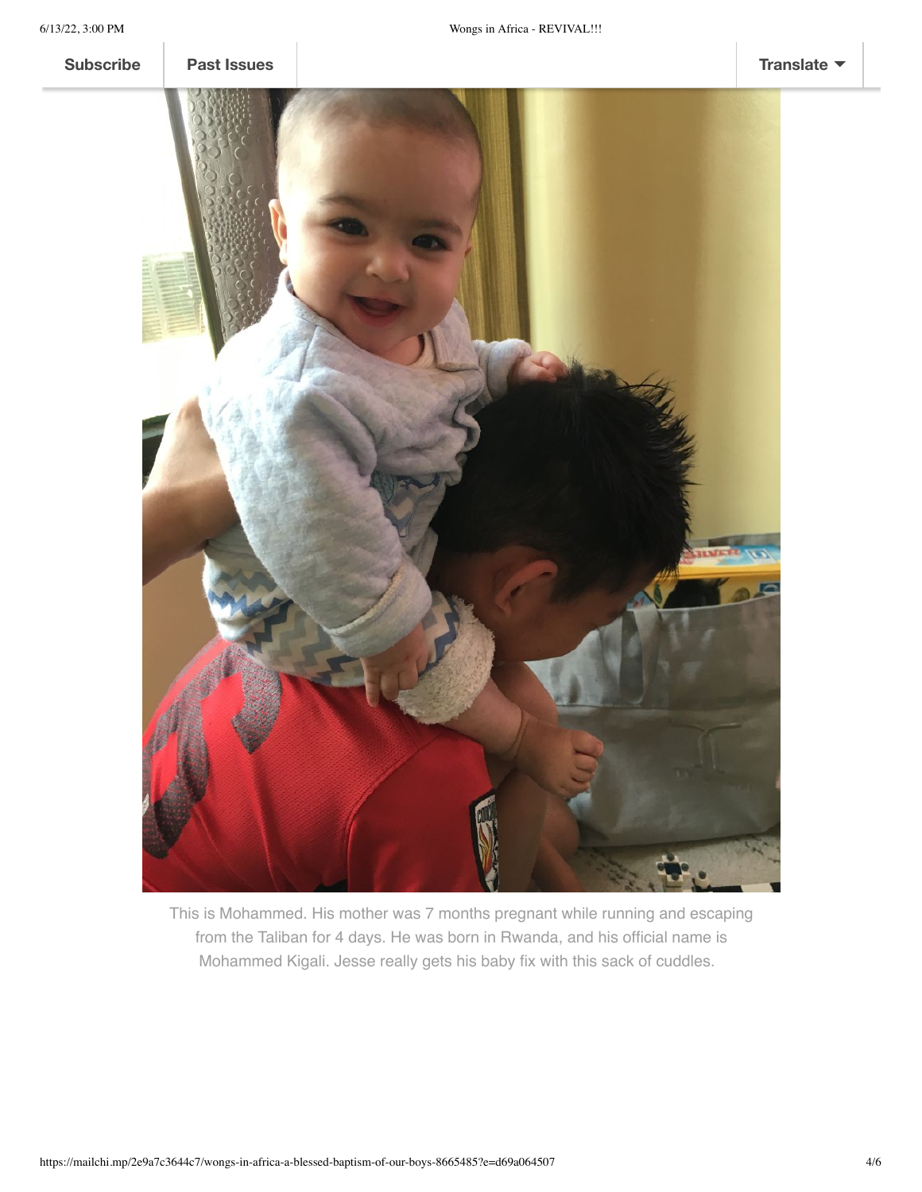This is Mohammed. His mother was 7 months pregnant while running and escaping from the Taliban for 4 days. He was born in Rwanda, and his official name is Mohammed Kigali. Jesse really gets his baby fix with this sack of cuddles.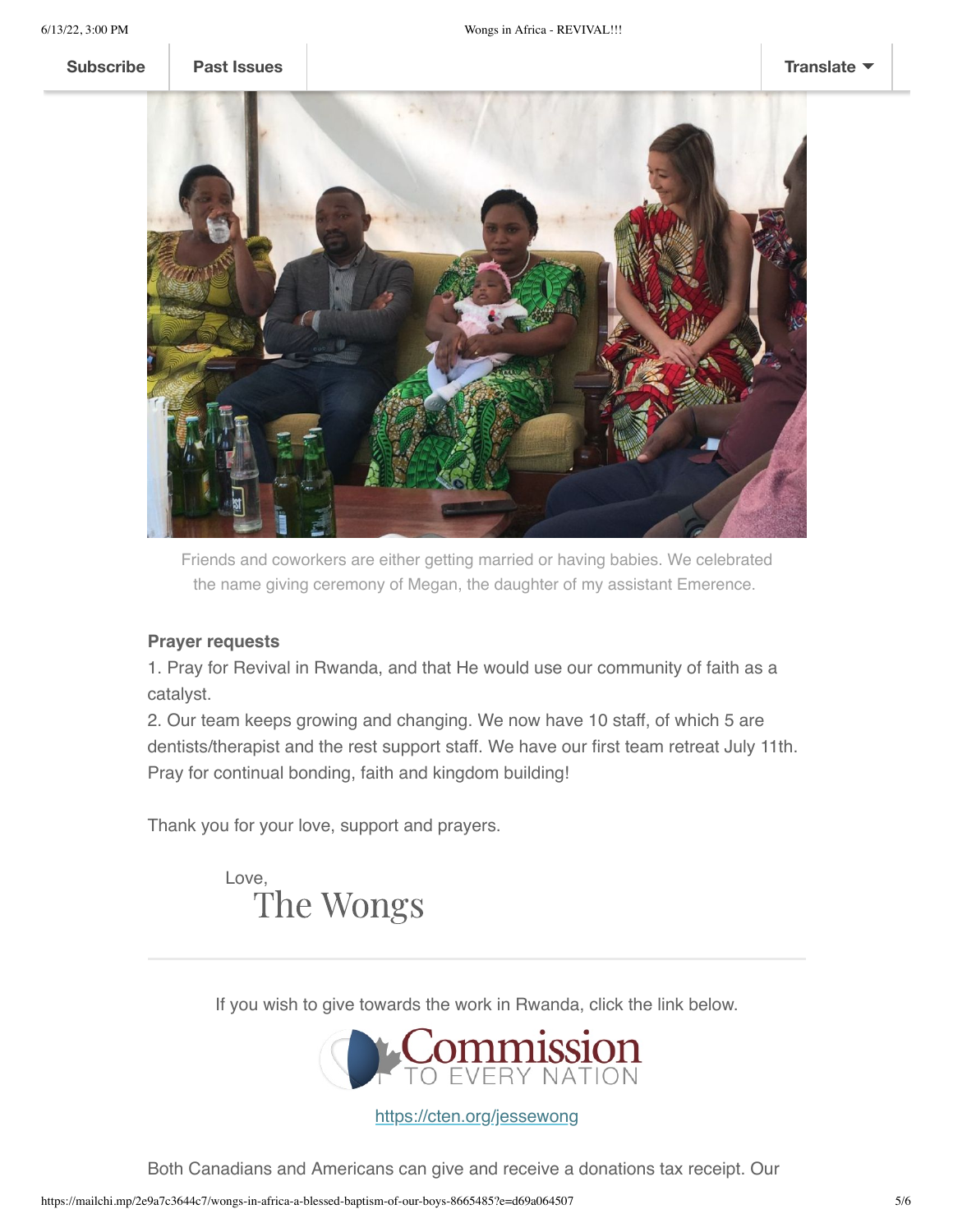Friends and coworkers are either getting married or having babies. We celebrated the name giving ceremony of Megan, the daughter of my assistant Emerence.

**Prayer requests**

1. Pray for Revival in Rwanda, and that He would use our community of faith as a catalyst.
2. Our team keeps growing and changing. We now have 10 staff, of which 5 are dentists/therapist and the rest support staff. We have our first team retreat July 11th. Pray for continual bonding, faith and kingdom building!

Thank you for your love, support and prayers.

Love,
The Wongs

---

If you wish to give towards the work in Rwanda, click the link below.

Commission TO EVERY NATION

https://cten.org/jessewong

Both Canadians and Americans can give and receive a donations tax receipt. Our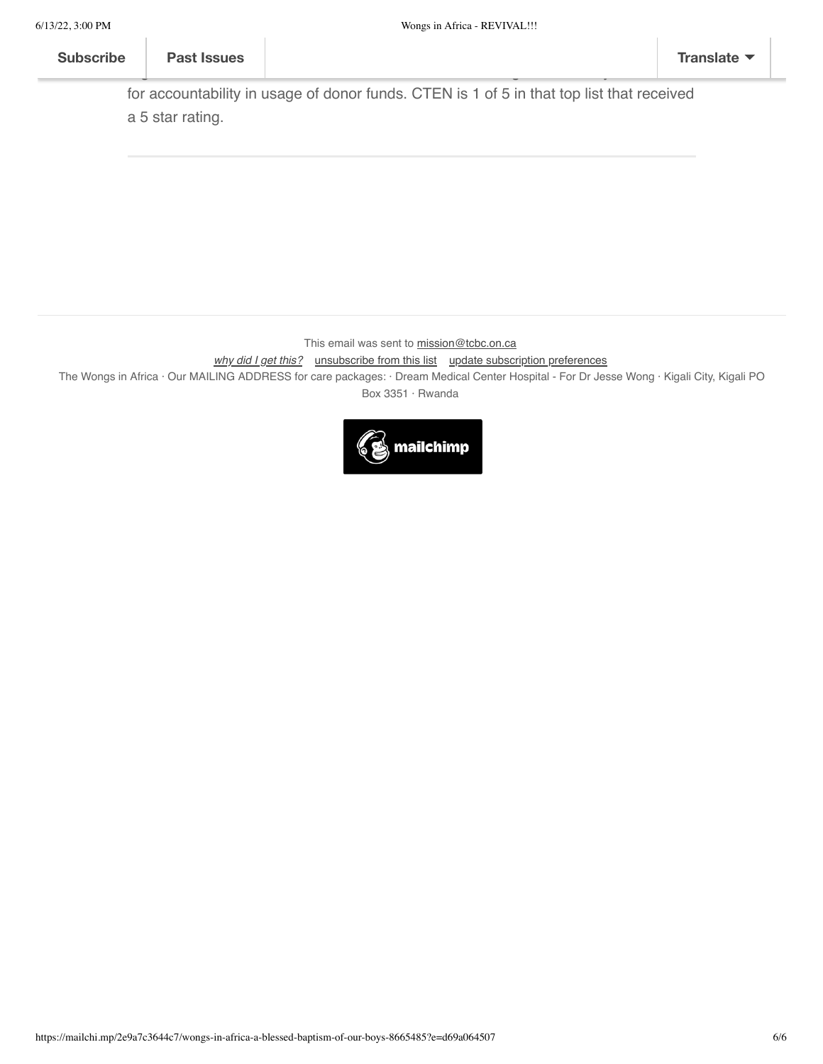for accountability in usage of donor funds. CTEN is 1 of 5 in that top list that received a 5 star rating.

---

This email was sent to mission@tcbc.on.ca

*why did I get this?* unsubscribe from this list update subscription preferences

The Wongs in Africa · Our MAILING ADDRESS for care packages: · Dream Medical Center Hospital - For Dr Jesse Wong · Kigali City, Kigali PO Box 3351 · Rwanda